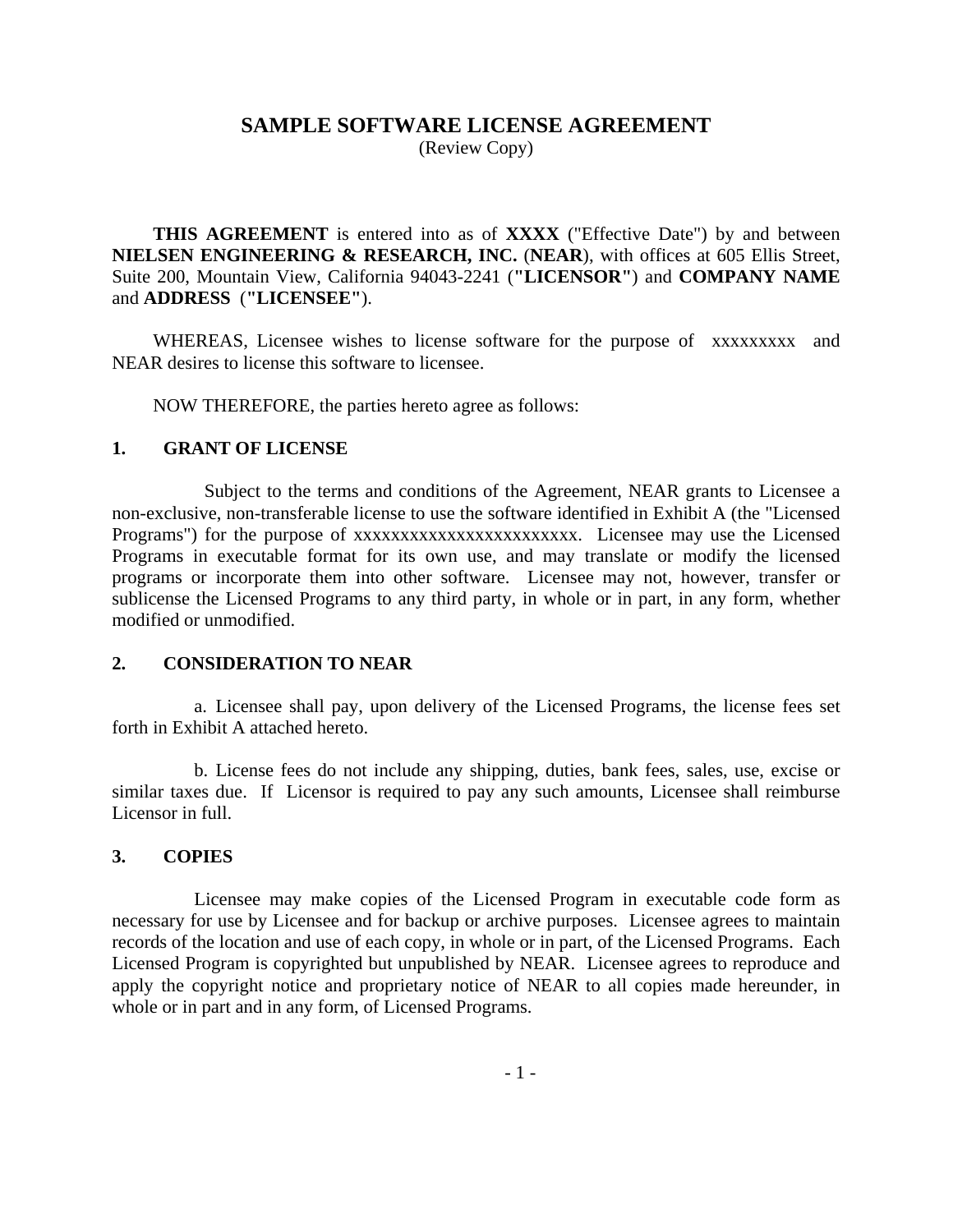# SAMPLE SOFTWARE LICENSE AGREEMENT

(Review Copy)

**THIS AGREEMENT** is entered into as of **XXXX** ("Effective Date") by and between **NIELSEN ENGINEERING & RESEARCH, INC.** (**NEAR**), with offices at 605 Ellis Street, Suite 200, Mountain View, California 94043-2241 (**"LICENSOR"**) and **COMPANY NAME** and **ADDRESS** (**"LICENSEE"**).

WHEREAS, Licensee wishes to license software for the purpose of xxxxxxxxx and NEAR desires to license this software to licensee.

NOW THEREFORE, the parties hereto agree as follows:

## 1. GRANT OF LICENSE

Subject to the terms and conditions of the Agreement, NEAR grants to Licensee a non-exclusive, non-transferable license to use the software identified in Exhibit A (the "Licensed Programs") for the purpose of xxxxxxxxxxxxxxxxxxxxxxxxx. Licensee may use the Licensed Programs in executable format for its own use, and may translate or modify the licensed programs or incorporate them into other software. Licensee may not, however, transfer or sublicense the Licensed Programs to any third party, in whole or in part, in any form, whether modified or unmodified.

## 2. CONSIDERATION TO NEAR

a. Licensee shall pay, upon delivery of the Licensed Programs, the license fees set forth in Exhibit A attached hereto.

b. License fees do not include any shipping, duties, bank fees, sales, use, excise or similar taxes due. If Licensor is required to pay any such amounts, Licensee shall reimburse Licensor in full.

## 3. COPIES

Licensee may make copies of the Licensed Program in executable code form as necessary for use by Licensee and for backup or archive purposes. Licensee agrees to maintain records of the location and use of each copy, in whole or in part, of the Licensed Programs. Each Licensed Program is copyrighted but unpublished by NEAR. Licensee agrees to reproduce and apply the copyright notice and proprietary notice of NEAR to all copies made hereunder, in whole or in part and in any form, of Licensed Programs.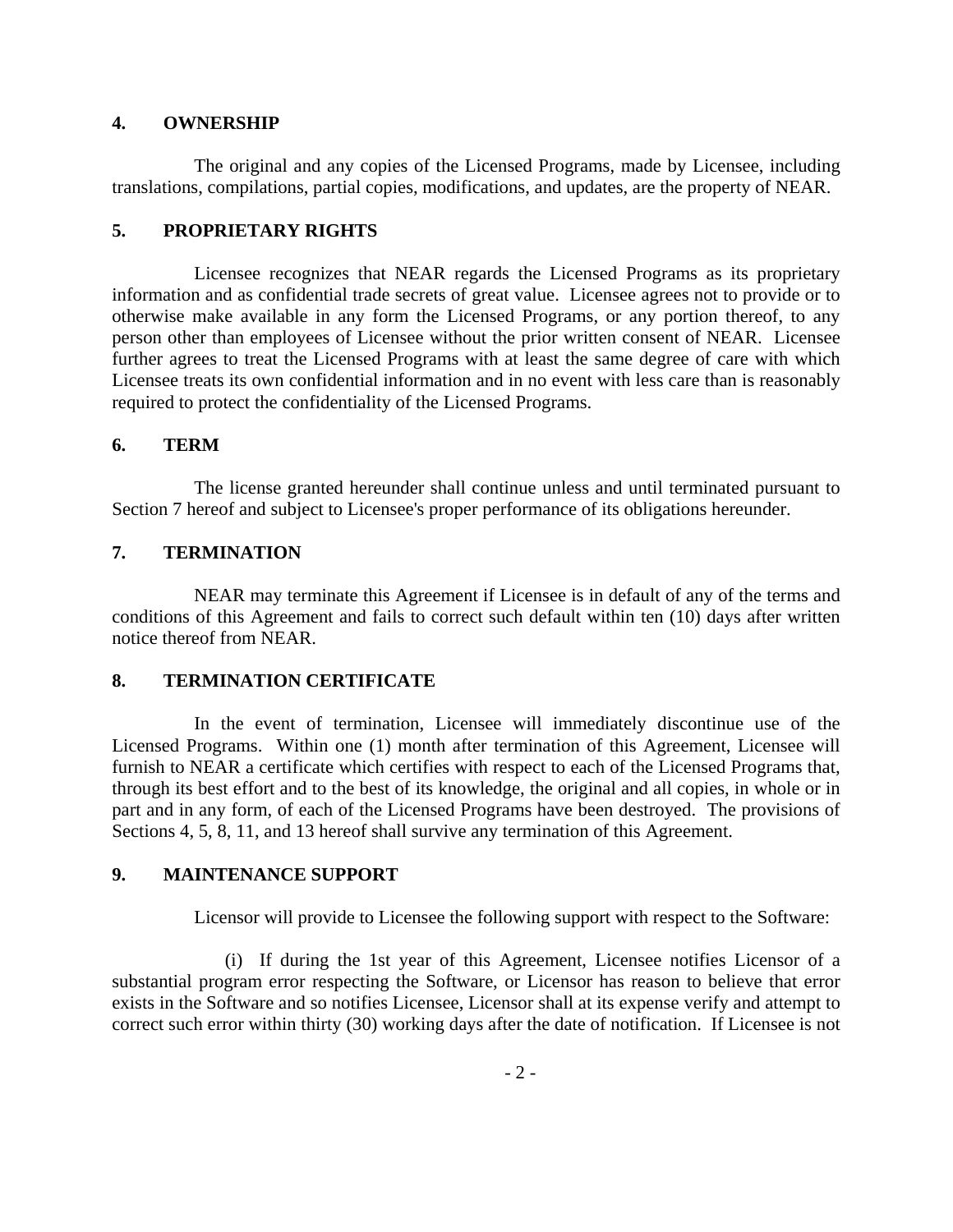## 4. OWNERSHIP

The original and any copies of the Licensed Programs, made by Licensee, including translations, compilations, partial copies, modifications, and updates, are the property of NEAR.

## 5. PROPRIETARY RIGHTS

Licensee recognizes that NEAR regards the Licensed Programs as its proprietary information and as confidential trade secrets of great value. Licensee agrees not to provide or to otherwise make available in any form the Licensed Programs, or any portion thereof, to any person other than employees of Licensee without the prior written consent of NEAR. Licensee further agrees to treat the Licensed Programs with at least the same degree of care with which Licensee treats its own confidential information and in no event with less care than is reasonably required to protect the confidentiality of the Licensed Programs.

## 6. TERM

The license granted hereunder shall continue unless and until terminated pursuant to Section 7 hereof and subject to Licensee's proper performance of its obligations hereunder.

## 7. TERMINATION

NEAR may terminate this Agreement if Licensee is in default of any of the terms and conditions of this Agreement and fails to correct such default within ten (10) days after written notice thereof from NEAR.

## 8. TERMINATION CERTIFICATE

In the event of termination, Licensee will immediately discontinue use of the Licensed Programs. Within one (1) month after termination of this Agreement, Licensee will furnish to NEAR a certificate which certifies with respect to each of the Licensed Programs that, through its best effort and to the best of its knowledge, the original and all copies, in whole or in part and in any form, of each of the Licensed Programs have been destroyed. The provisions of Sections 4, 5, 8, 11, and 13 hereof shall survive any termination of this Agreement.

## 9. MAINTENANCE SUPPORT

Licensor will provide to Licensee the following support with respect to the Software:

(i) If during the 1st year of this Agreement, Licensee notifies Licensor of a substantial program error respecting the Software, or Licensor has reason to believe that error exists in the Software and so notifies Licensee, Licensor shall at its expense verify and attempt to correct such error within thirty (30) working days after the date of notification. If Licensee is not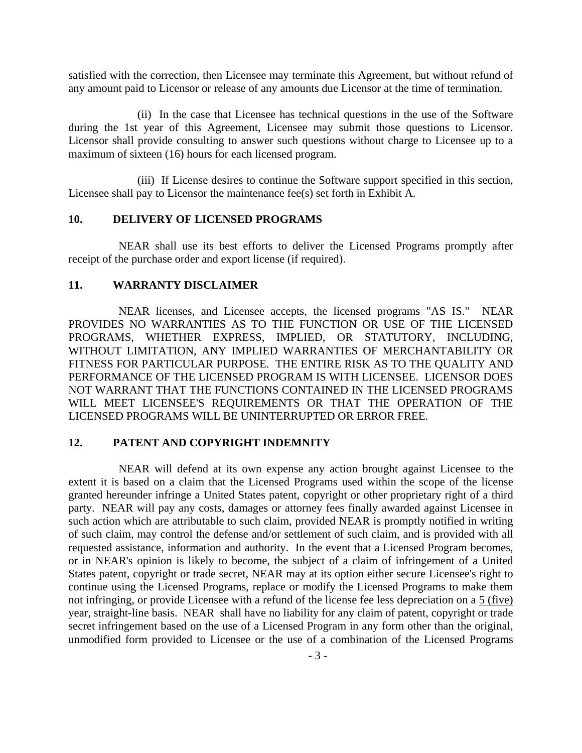satisfied with the correction, then Licensee may terminate this Agreement, but without refund of any amount paid to Licensor or release of any amounts due Licensor at the time of termination.

(ii) In the case that Licensee has technical questions in the use of the Software during the 1st year of this Agreement, Licensee may submit those questions to Licensor. Licensor shall provide consulting to answer such questions without charge to Licensee up to a maximum of sixteen (16) hours for each licensed program.

(iii) If License desires to continue the Software support specified in this section, Licensee shall pay to Licensor the maintenance fee(s) set forth in Exhibit A.

## 10. DELIVERY OF LICENSED PROGRAMS

NEAR shall use its best efforts to deliver the Licensed Programs promptly after receipt of the purchase order and export license (if required).

## 11. WARRANTY DISCLAIMER

NEAR licenses, and Licensee accepts, the licensed programs "AS IS." NEAR PROVIDES NO WARRANTIES AS TO THE FUNCTION OR USE OF THE LICENSED PROGRAMS, WHETHER EXPRESS, IMPLIED, OR STATUTORY, INCLUDING, WITHOUT LIMITATION, ANY IMPLIED WARRANTIES OF MERCHANTABILITY OR FITNESS FOR PARTICULAR PURPOSE. THE ENTIRE RISK AS TO THE QUALITY AND PERFORMANCE OF THE LICENSED PROGRAM IS WITH LICENSEE. LICENSOR DOES NOT WARRANT THAT THE FUNCTIONS CONTAINED IN THE LICENSED PROGRAMS WILL MEET LICENSEE'S REQUIREMENTS OR THAT THE OPERATION OF THE LICENSED PROGRAMS WILL BE UNINTERRUPTED OR ERROR FREE.

## 12. PATENT AND COPYRIGHT INDEMNITY

NEAR will defend at its own expense any action brought against Licensee to the extent it is based on a claim that the Licensed Programs used within the scope of the license granted hereunder infringe a United States patent, copyright or other proprietary right of a third party. NEAR will pay any costs, damages or attorney fees finally awarded against Licensee in such action which are attributable to such claim, provided NEAR is promptly notified in writing of such claim, may control the defense and/or settlement of such claim, and is provided with all requested assistance, information and authority. In the event that a Licensed Program becomes, or in NEAR's opinion is likely to become, the subject of a claim of infringement of a United States patent, copyright or trade secret, NEAR may at its option either secure Licensee's right to continue using the Licensed Programs, replace or modify the Licensed Programs to make them not infringing, or provide Licensee with a refund of the license fee less depreciation on a 5 (five) year, straight-line basis. NEAR shall have no liability for any claim of patent, copyright or trade secret infringement based on the use of a Licensed Program in any form other than the original, unmodified form provided to Licensee or the use of a combination of the Licensed Programs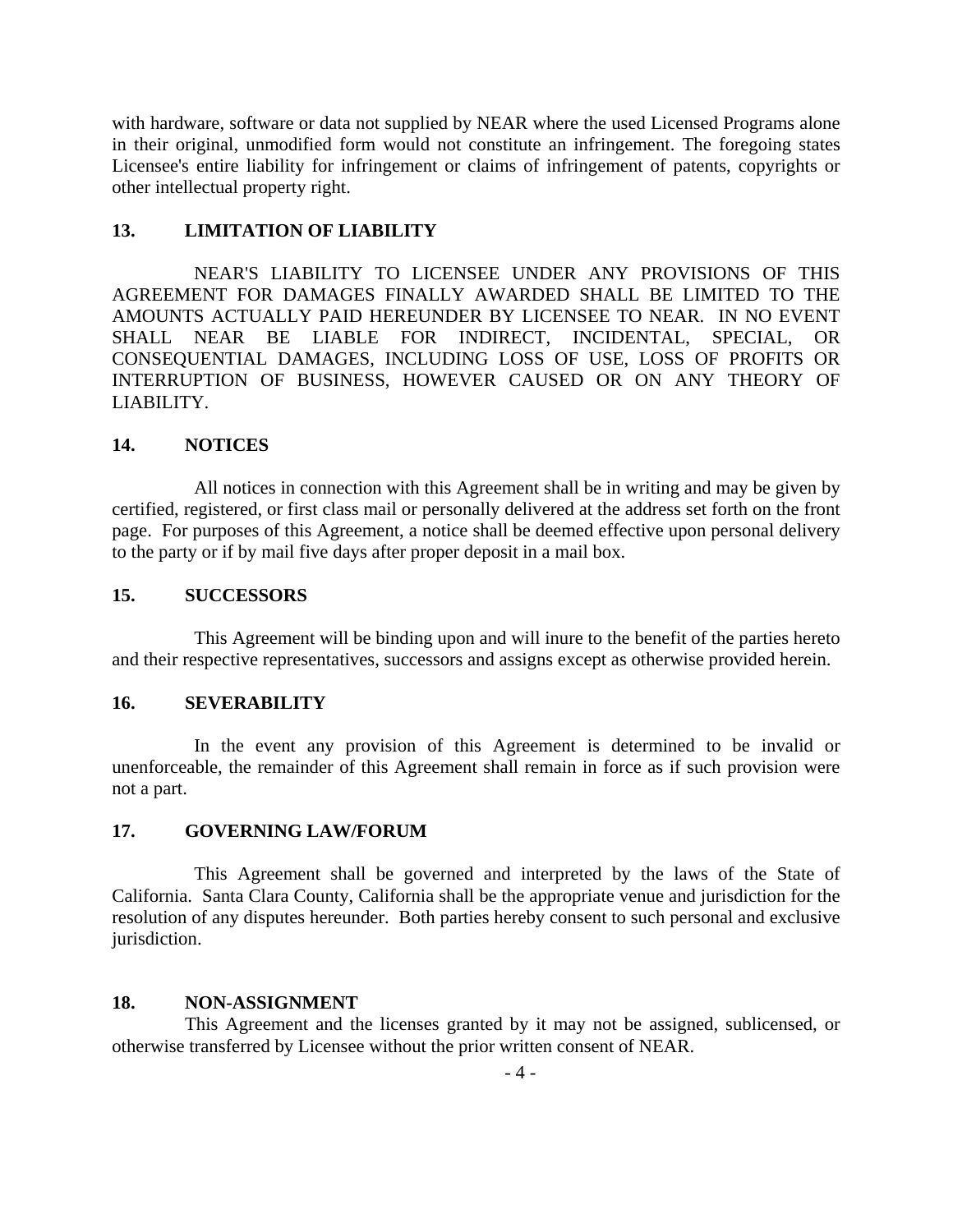with hardware, software or data not supplied by NEAR where the used Licensed Programs alone in their original, unmodified form would not constitute an infringement. The foregoing states Licensee's entire liability for infringement or claims of infringement of patents, copyrights or other intellectual property right.

**13. LIMITATION OF LIABILITY**

NEAR'S LIABILITY TO LICENSEE UNDER ANY PROVISIONS OF THIS AGREEMENT FOR DAMAGES FINALLY AWARDED SHALL BE LIMITED TO THE AMOUNTS ACTUALLY PAID HEREUNDER BY LICENSEE TO NEAR. IN NO EVENT SHALL NEAR BE LIABLE FOR INDIRECT, INCIDENTAL, SPECIAL, OR CONSEQUENTIAL DAMAGES, INCLUDING LOSS OF USE, LOSS OF PROFITS OR INTERRUPTION OF BUSINESS, HOWEVER CAUSED OR ON ANY THEORY OF LIABILITY.

**14. NOTICES**

All notices in connection with this Agreement shall be in writing and may be given by certified, registered, or first class mail or personally delivered at the address set forth on the front page. For purposes of this Agreement, a notice shall be deemed effective upon personal delivery to the party or if by mail five days after proper deposit in a mail box.

**15. SUCCESSORS**

This Agreement will be binding upon and will inure to the benefit of the parties hereto and their respective representatives, successors and assigns except as otherwise provided herein.

**16. SEVERABILITY**

In the event any provision of this Agreement is determined to be invalid or unenforceable, the remainder of this Agreement shall remain in force as if such provision were not a part.

**17. GOVERNING LAW/FORUM**

This Agreement shall be governed and interpreted by the laws of the State of California. Santa Clara County, California shall be the appropriate venue and jurisdiction for the resolution of any disputes hereunder. Both parties hereby consent to such personal and exclusive jurisdiction.

**18. NON-ASSIGNMENT**

This Agreement and the licenses granted by it may not be assigned, sublicensed, or otherwise transferred by Licensee without the prior written consent of NEAR.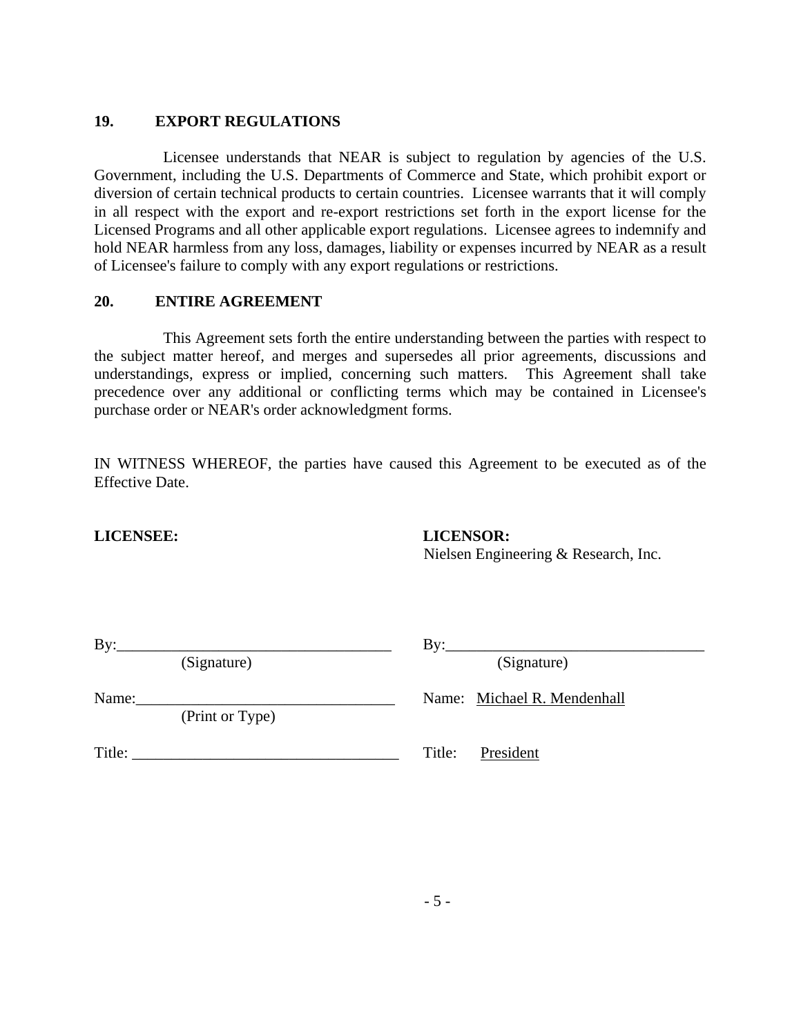## 19. EXPORT REGULATIONS

Licensee understands that NEAR is subject to regulation by agencies of the U.S. Government, including the U.S. Departments of Commerce and State, which prohibit export or diversion of certain technical products to certain countries. Licensee warrants that it will comply in all respect with the export and re-export restrictions set forth in the export license for the Licensed Programs and all other applicable export regulations. Licensee agrees to indemnify and hold NEAR harmless from any loss, damages, liability or expenses incurred by NEAR as a result of Licensee's failure to comply with any export regulations or restrictions.

## 20. ENTIRE AGREEMENT

This Agreement sets forth the entire understanding between the parties with respect to the subject matter hereof, and merges and supersedes all prior agreements, discussions and understandings, express or implied, concerning such matters. This Agreement shall take precedence over any additional or conflicting terms which may be contained in Licensee's purchase order or NEAR's order acknowledgment forms.

IN WITNESS WHEREOF, the parties have caused this Agreement to be executed as of the Effective Date.

| **LICENSEE:** | **LICENSOR:** Nielsen Engineering & Research, Inc. |
|---|---|
| By:\_\_\_\_\_\_\_\_\_\_\_\_\_\_\_\_\_\_\_\_\_\_\_\_\_\_\_\_ (Signature) | By:\_\_\_\_\_\_\_\_\_\_\_\_\_\_\_\_\_\_\_\_\_\_\_\_\_\_\_\_ (Signature) |
| Name:\_\_\_\_\_\_\_\_\_\_\_\_\_\_\_\_\_\_\_\_\_\_\_\_\_\_ (Print or Type) | Name: Michael R. Mendenhall |
| Title: \_\_\_\_\_\_\_\_\_\_\_\_\_\_\_\_\_\_\_\_\_\_\_\_\_\_ | Title: President |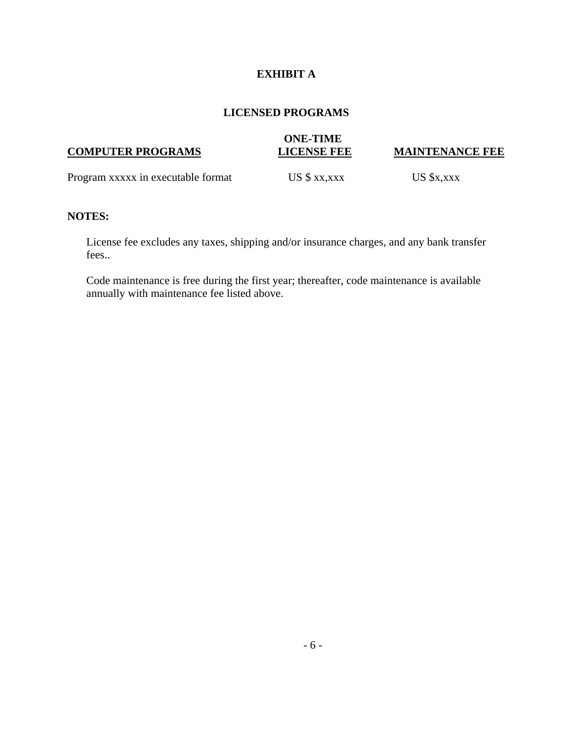# EXHIBIT A

## LICENSED PROGRAMS

| **COMPUTER PROGRAMS** | **ONE-TIME LICENSE FEE** | **MAINTENANCE FEE** |
|---|---|---|
| Program xxxxx in executable format | US $ xx,xxx | US $x,xxx |

**NOTES:**

License fee excludes any taxes, shipping and/or insurance charges, and any bank transfer fees..

Code maintenance is free during the first year; thereafter, code maintenance is available annually with maintenance fee listed above.